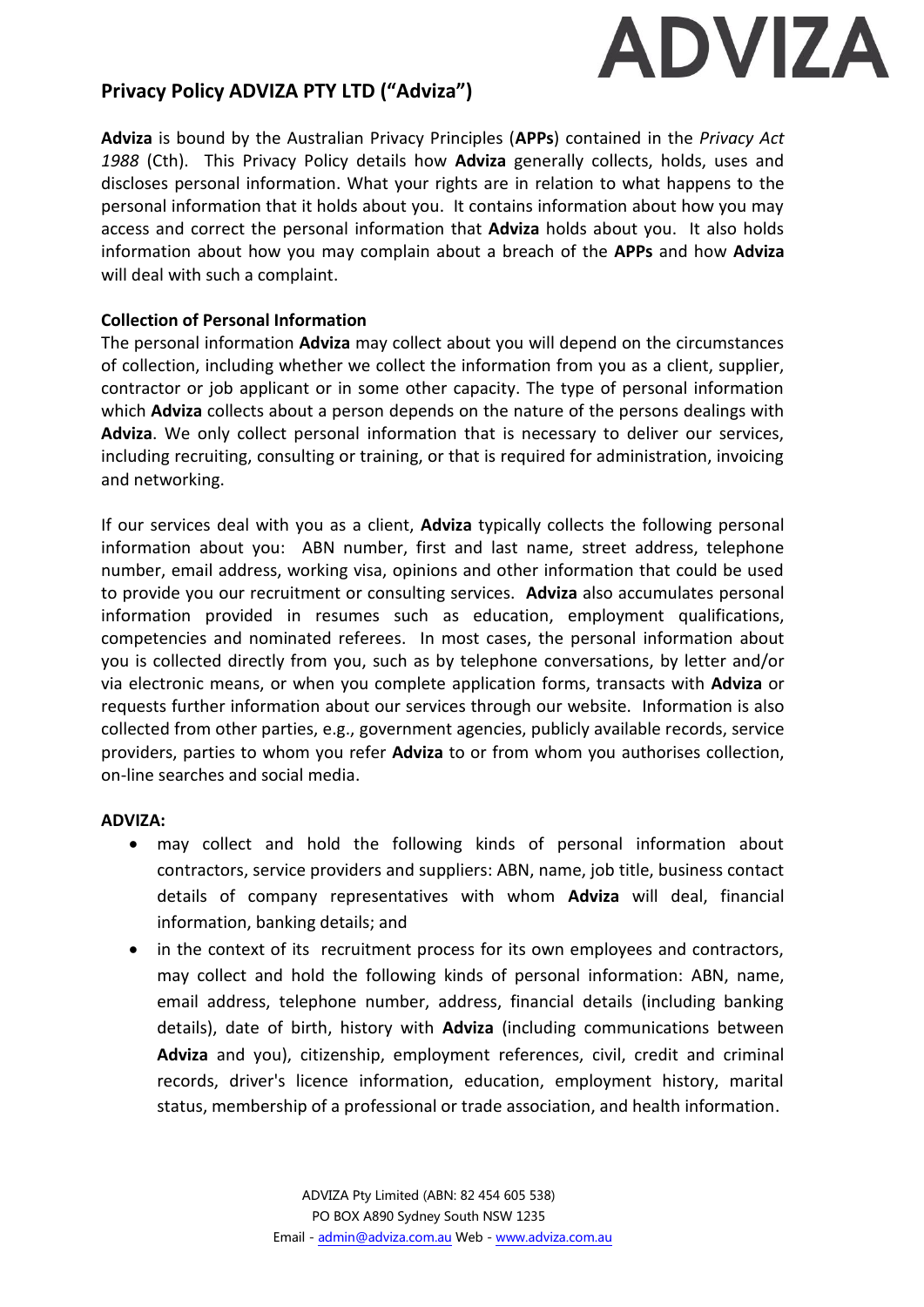## Privacy Policy ADVIZA PTY LTD ("Adviza")

**Adviza** is bound by the Australian Privacy Principles (**APPs**) contained in the *Privacy Act 1988* (Cth). This Privacy Policy details how **Adviza** generally collects, holds, uses and discloses personal information. What your rights are in relation to what happens to the personal information that it holds about you. It contains information about how you may access and correct the personal information that **Adviza** holds about you. It also holds information about how you may complain about a breach of the **APPs** and how **Adviza** will deal with such a complaint.

**Collection of Personal Information**

The personal information **Adviza** may collect about you will depend on the circumstances of collection, including whether we collect the information from you as a client, supplier, contractor or job applicant or in some other capacity. The type of personal information which **Adviza** collects about a person depends on the nature of the persons dealings with **Adviza**. We only collect personal information that is necessary to deliver our services, including recruiting, consulting or training, or that is required for administration, invoicing and networking.

If our services deal with you as a client, **Adviza** typically collects the following personal information about you: ABN number, first and last name, street address, telephone number, email address, working visa, opinions and other information that could be used to provide you our recruitment or consulting services. **Adviza** also accumulates personal information provided in resumes such as education, employment qualifications, competencies and nominated referees. In most cases, the personal information about you is collected directly from you, such as by telephone conversations, by letter and/or via electronic means, or when you complete application forms, transacts with **Adviza** or requests further information about our services through our website. Information is also collected from other parties, e.g., government agencies, publicly available records, service providers, parties to whom you refer **Adviza** to or from whom you authorises collection, on-line searches and social media.

**ADVIZA:**

- may collect and hold the following kinds of personal information about contractors, service providers and suppliers: ABN, name, job title, business contact details of company representatives with whom **Adviza** will deal, financial information, banking details; and
- in the context of its recruitment process for its own employees and contractors, may collect and hold the following kinds of personal information: ABN, name, email address, telephone number, address, financial details (including banking details), date of birth, history with **Adviza** (including communications between **Adviza** and you), citizenship, employment references, civil, credit and criminal records, driver's licence information, education, employment history, marital status, membership of a professional or trade association, and health information.

ADVIZA Pty Limited (ABN: 82 454 605 538)
PO BOX A890 Sydney South NSW 1235
Email - admin@adviza.com.au Web - www.adviza.com.au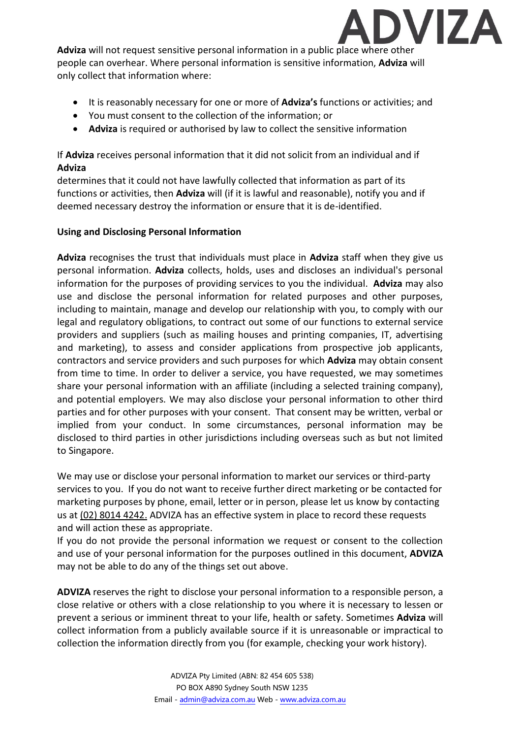**Adviza** will not request sensitive personal information in a public place where other people can overhear. Where personal information is sensitive information, **Adviza** will only collect that information where:

- It is reasonably necessary for one or more of **Adviza's** functions or activities; and
- You must consent to the collection of the information; or
- **Adviza** is required or authorised by law to collect the sensitive information

If **Adviza** receives personal information that it did not solicit from an individual and if **Adviza** determines that it could not have lawfully collected that information as part of its functions or activities, then **Adviza** will (if it is lawful and reasonable), notify you and if deemed necessary destroy the information or ensure that it is de-identified.

**Using and Disclosing Personal Information**

**Adviza** recognises the trust that individuals must place in **Adviza** staff when they give us personal information. **Adviza** collects, holds, uses and discloses an individual's personal information for the purposes of providing services to you the individual. **Adviza** may also use and disclose the personal information for related purposes and other purposes, including to maintain, manage and develop our relationship with you, to comply with our legal and regulatory obligations, to contract out some of our functions to external service providers and suppliers (such as mailing houses and printing companies, IT, advertising and marketing), to assess and consider applications from prospective job applicants, contractors and service providers and such purposes for which **Adviza** may obtain consent from time to time. In order to deliver a service, you have requested, we may sometimes share your personal information with an affiliate (including a selected training company), and potential employers. We may also disclose your personal information to other third parties and for other purposes with your consent. That consent may be written, verbal or implied from your conduct. In some circumstances, personal information may be disclosed to third parties in other jurisdictions including overseas such as but not limited to Singapore.

We may use or disclose your personal information to market our services or third-party services to you. If you do not want to receive further direct marketing or be contacted for marketing purposes by phone, email, letter or in person, please let us know by contacting us at (02) 8014 4242. ADVIZA has an effective system in place to record these requests and will action these as appropriate.
If you do not provide the personal information we request or consent to the collection and use of your personal information for the purposes outlined in this document, **ADVIZA** may not be able to do any of the things set out above.

**ADVIZA** reserves the right to disclose your personal information to a responsible person, a close relative or others with a close relationship to you where it is necessary to lessen or prevent a serious or imminent threat to your life, health or safety. Sometimes **Adviza** will collect information from a publicly available source if it is unreasonable or impractical to collection the information directly from you (for example, checking your work history).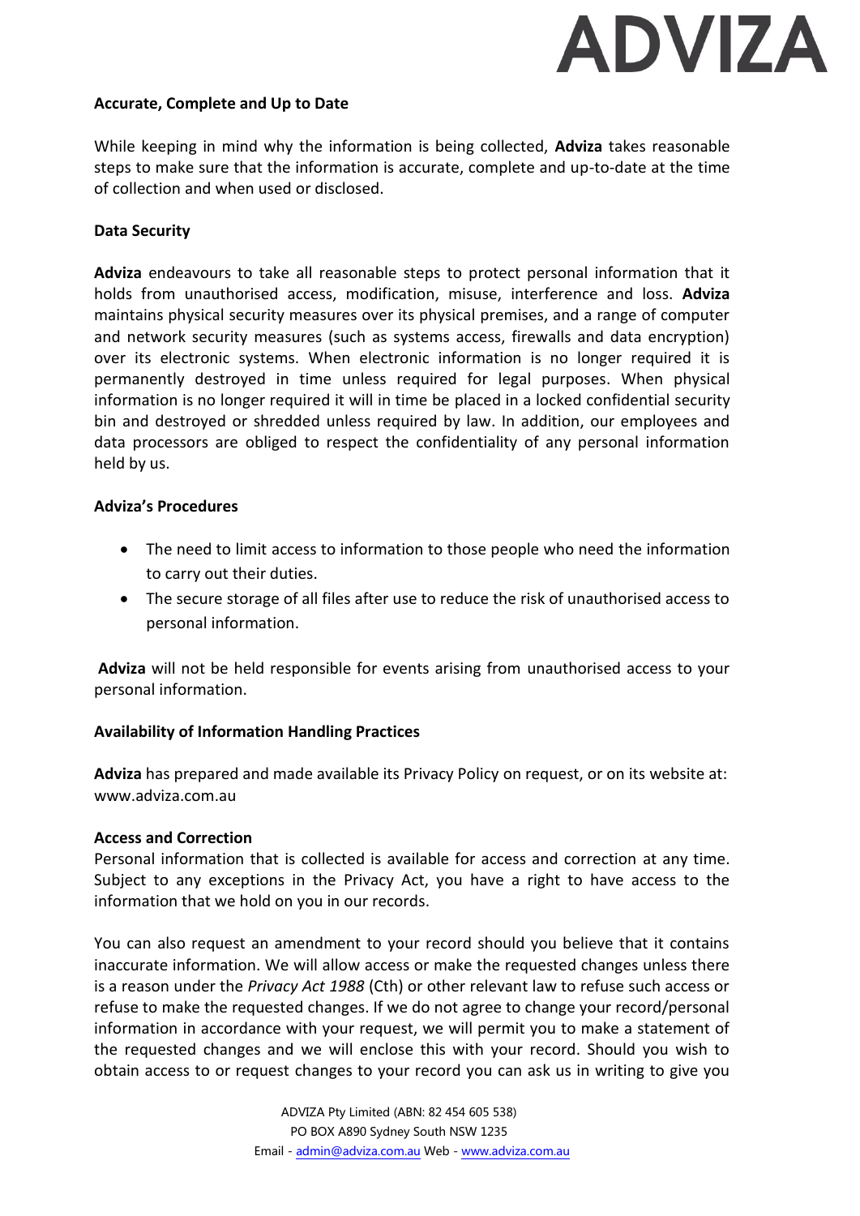**Accurate, Complete and Up to Date**

While keeping in mind why the information is being collected, **Adviza** takes reasonable steps to make sure that the information is accurate, complete and up-to-date at the time of collection and when used or disclosed.

**Data Security**

**Adviza** endeavours to take all reasonable steps to protect personal information that it holds from unauthorised access, modification, misuse, interference and loss. **Adviza** maintains physical security measures over its physical premises, and a range of computer and network security measures (such as systems access, firewalls and data encryption) over its electronic systems. When electronic information is no longer required it is permanently destroyed in time unless required for legal purposes. When physical information is no longer required it will in time be placed in a locked confidential security bin and destroyed or shredded unless required by law. In addition, our employees and data processors are obliged to respect the confidentiality of any personal information held by us.

**Adviza's Procedures**

- The need to limit access to information to those people who need the information to carry out their duties.
- The secure storage of all files after use to reduce the risk of unauthorised access to personal information.

**Adviza** will not be held responsible for events arising from unauthorised access to your personal information.

**Availability of Information Handling Practices**

**Adviza** has prepared and made available its Privacy Policy on request, or on its website at: www.adviza.com.au

**Access and Correction**

Personal information that is collected is available for access and correction at any time. Subject to any exceptions in the Privacy Act, you have a right to have access to the information that we hold on you in our records.

You can also request an amendment to your record should you believe that it contains inaccurate information. We will allow access or make the requested changes unless there is a reason under the *Privacy Act 1988* (Cth) or other relevant law to refuse such access or refuse to make the requested changes. If we do not agree to change your record/personal information in accordance with your request, we will permit you to make a statement of the requested changes and we will enclose this with your record. Should you wish to obtain access to or request changes to your record you can ask us in writing to give you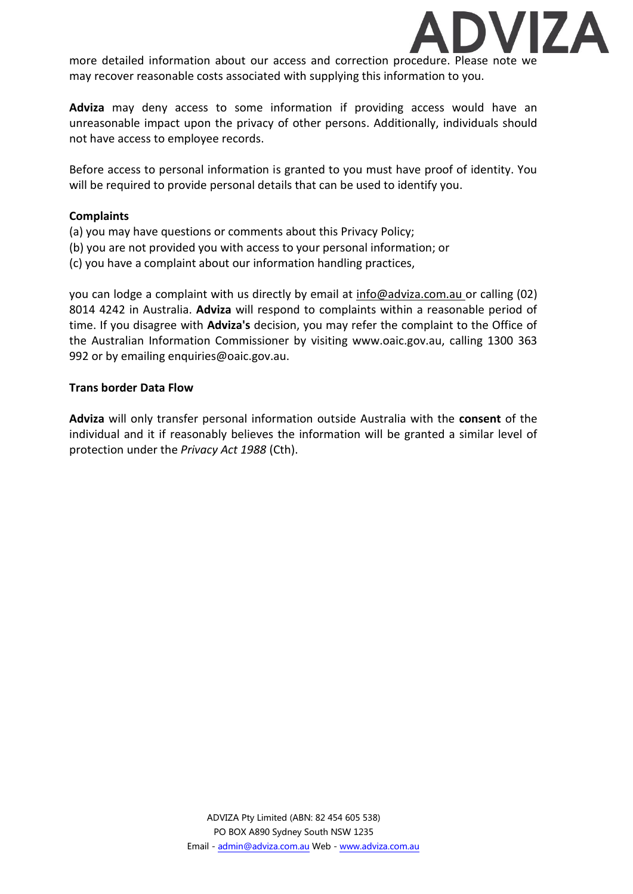more detailed information about our access and correction procedure. Please note we may recover reasonable costs associated with supplying this information to you.

**Adviza** may deny access to some information if providing access would have an unreasonable impact upon the privacy of other persons. Additionally, individuals should not have access to employee records.

Before access to personal information is granted to you must have proof of identity. You will be required to provide personal details that can be used to identify you.

**Complaints**

(a) you may have questions or comments about this Privacy Policy;
(b) you are not provided you with access to your personal information; or
(c) you have a complaint about our information handling practices,

you can lodge a complaint with us directly by email at info@adviza.com.au or calling (02) 8014 4242 in Australia. **Adviza** will respond to complaints within a reasonable period of time. If you disagree with **Adviza's** decision, you may refer the complaint to the Office of the Australian Information Commissioner by visiting www.oaic.gov.au, calling 1300 363 992 or by emailing enquiries@oaic.gov.au.

**Trans border Data Flow**

**Adviza** will only transfer personal information outside Australia with the **consent** of the individual and it if reasonably believes the information will be granted a similar level of protection under the *Privacy Act 1988* (Cth).